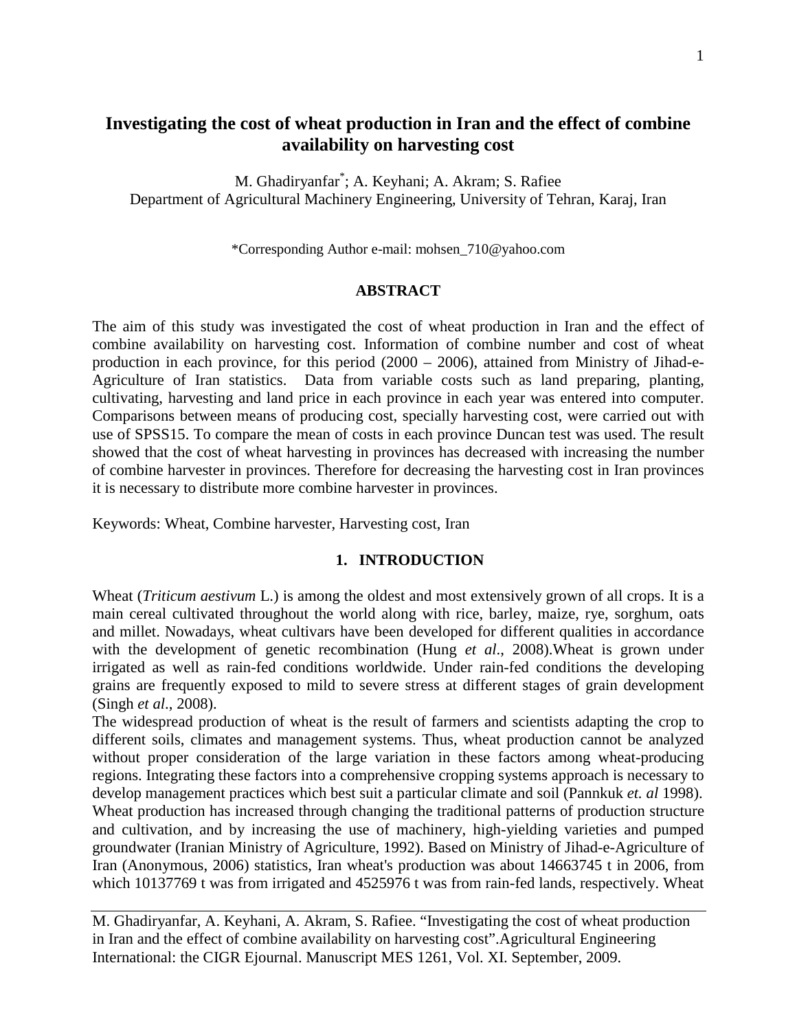# Investigating the cost of wheat production in Iran and the effect of combine availability on harvesting cost

M. Ghadiryanfar*; A. Keyhani; A. Akram; S. Rafiee
Department of Agricultural Machinery Engineering, University of Tehran, Karaj, Iran

*Corresponding Author e-mail: mohsen_710@yahoo.com

## ABSTRACT

The aim of this study was investigated the cost of wheat production in Iran and the effect of combine availability on harvesting cost. Information of combine number and cost of wheat production in each province, for this period (2000 – 2006), attained from Ministry of Jihad-e-Agriculture of Iran statistics. Data from variable costs such as land preparing, planting, cultivating, harvesting and land price in each province in each year was entered into computer. Comparisons between means of producing cost, specially harvesting cost, were carried out with use of SPSS15. To compare the mean of costs in each province Duncan test was used. The result showed that the cost of wheat harvesting in provinces has decreased with increasing the number of combine harvester in provinces. Therefore for decreasing the harvesting cost in Iran provinces it is necessary to distribute more combine harvester in provinces.

Keywords: Wheat, Combine harvester, Harvesting cost, Iran

## 1. INTRODUCTION

Wheat (*Triticum aestivum* L.) is among the oldest and most extensively grown of all crops. It is a main cereal cultivated throughout the world along with rice, barley, maize, rye, sorghum, oats and millet. Nowadays, wheat cultivars have been developed for different qualities in accordance with the development of genetic recombination (Hung *et al*., 2008).Wheat is grown under irrigated as well as rain-fed conditions worldwide. Under rain-fed conditions the developing grains are frequently exposed to mild to severe stress at different stages of grain development (Singh *et al*., 2008).

The widespread production of wheat is the result of farmers and scientists adapting the crop to different soils, climates and management systems. Thus, wheat production cannot be analyzed without proper consideration of the large variation in these factors among wheat-producing regions. Integrating these factors into a comprehensive cropping systems approach is necessary to develop management practices which best suit a particular climate and soil (Pannkuk *et. al* 1998). Wheat production has increased through changing the traditional patterns of production structure and cultivation, and by increasing the use of machinery, high-yielding varieties and pumped groundwater (Iranian Ministry of Agriculture, 1992). Based on Ministry of Jihad-e-Agriculture of Iran (Anonymous, 2006) statistics, Iran wheat's production was about 14663745 t in 2006, from which 10137769 t was from irrigated and 4525976 t was from rain-fed lands, respectively. Wheat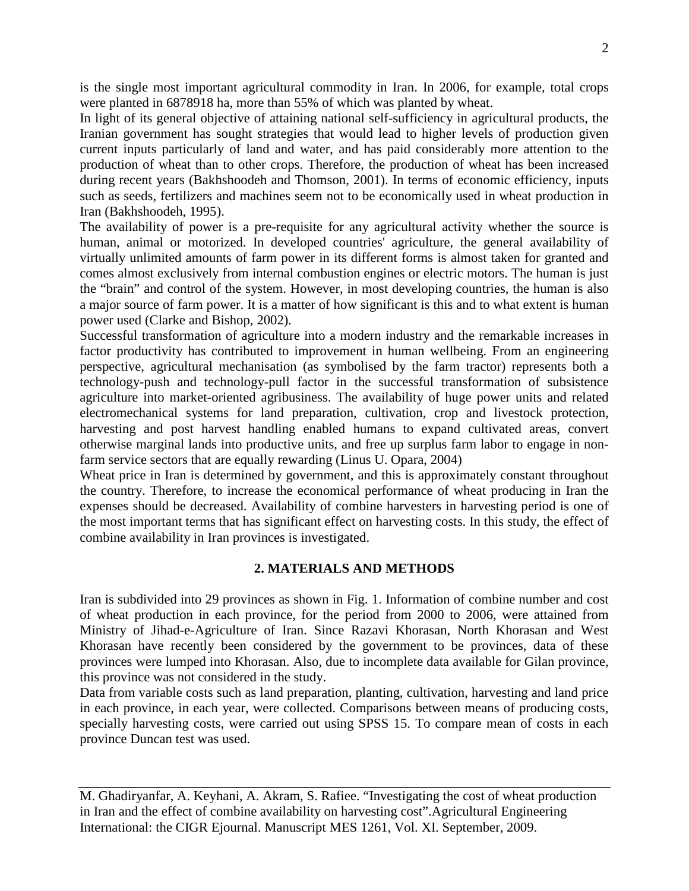is the single most important agricultural commodity in Iran. In 2006, for example, total crops were planted in 6878918 ha, more than 55% of which was planted by wheat.

In light of its general objective of attaining national self-sufficiency in agricultural products, the Iranian government has sought strategies that would lead to higher levels of production given current inputs particularly of land and water, and has paid considerably more attention to the production of wheat than to other crops. Therefore, the production of wheat has been increased during recent years (Bakhshoodeh and Thomson, 2001). In terms of economic efficiency, inputs such as seeds, fertilizers and machines seem not to be economically used in wheat production in Iran (Bakhshoodeh, 1995).

The availability of power is a pre-requisite for any agricultural activity whether the source is human, animal or motorized. In developed countries' agriculture, the general availability of virtually unlimited amounts of farm power in its different forms is almost taken for granted and comes almost exclusively from internal combustion engines or electric motors. The human is just the "brain" and control of the system. However, in most developing countries, the human is also a major source of farm power. It is a matter of how significant is this and to what extent is human power used (Clarke and Bishop, 2002).

Successful transformation of agriculture into a modern industry and the remarkable increases in factor productivity has contributed to improvement in human wellbeing. From an engineering perspective, agricultural mechanisation (as symbolised by the farm tractor) represents both a technology-push and technology-pull factor in the successful transformation of subsistence agriculture into market-oriented agribusiness. The availability of huge power units and related electromechanical systems for land preparation, cultivation, crop and livestock protection, harvesting and post harvest handling enabled humans to expand cultivated areas, convert otherwise marginal lands into productive units, and free up surplus farm labor to engage in non-farm service sectors that are equally rewarding (Linus U. Opara, 2004)

Wheat price in Iran is determined by government, and this is approximately constant throughout the country. Therefore, to increase the economical performance of wheat producing in Iran the expenses should be decreased. Availability of combine harvesters in harvesting period is one of the most important terms that has significant effect on harvesting costs. In this study, the effect of combine availability in Iran provinces is investigated.

## 2. MATERIALS AND METHODS

Iran is subdivided into 29 provinces as shown in Fig. 1. Information of combine number and cost of wheat production in each province, for the period from 2000 to 2006, were attained from Ministry of Jihad-e-Agriculture of Iran. Since Razavi Khorasan, North Khorasan and West Khorasan have recently been considered by the government to be provinces, data of these provinces were lumped into Khorasan. Also, due to incomplete data available for Gilan province, this province was not considered in the study.

Data from variable costs such as land preparation, planting, cultivation, harvesting and land price in each province, in each year, were collected. Comparisons between means of producing costs, specially harvesting costs, were carried out using SPSS 15. To compare mean of costs in each province Duncan test was used.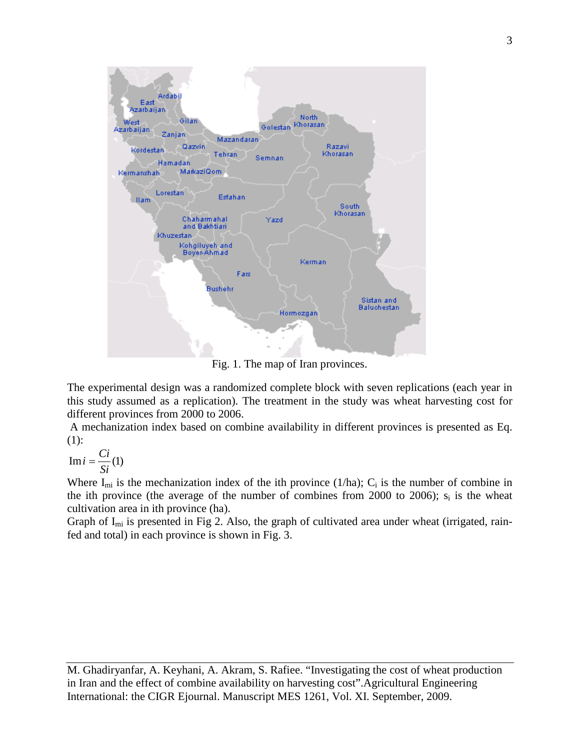Fig. 1. The map of Iran provinces.

The experimental design was a randomized complete block with seven replications (each year in this study assumed as a replication). The treatment in the study was wheat harvesting cost for different provinces from 2000 to 2006.

A mechanization index based on combine availability in different provinces is presented as Eq. (1):

$$\mathrm{Im}i = \frac{Ci}{Si} \quad (1)$$

Where $I_{mi}$ is the mechanization index of the ith province (1/ha); $C_i$ is the number of combine in the ith province (the average of the number of combines from 2000 to 2006); $s_i$ is the wheat cultivation area in ith province (ha).

Graph of $I_{mi}$ is presented in Fig 2. Also, the graph of cultivated area under wheat (irrigated, rain-fed and total) in each province is shown in Fig. 3.

M. Ghadiryanfar, A. Keyhani, A. Akram, S. Rafiee. "Investigating the cost of wheat production in Iran and the effect of combine availability on harvesting cost".Agricultural Engineering International: the CIGR Ejournal. Manuscript MES 1261, Vol. XI. September, 2009.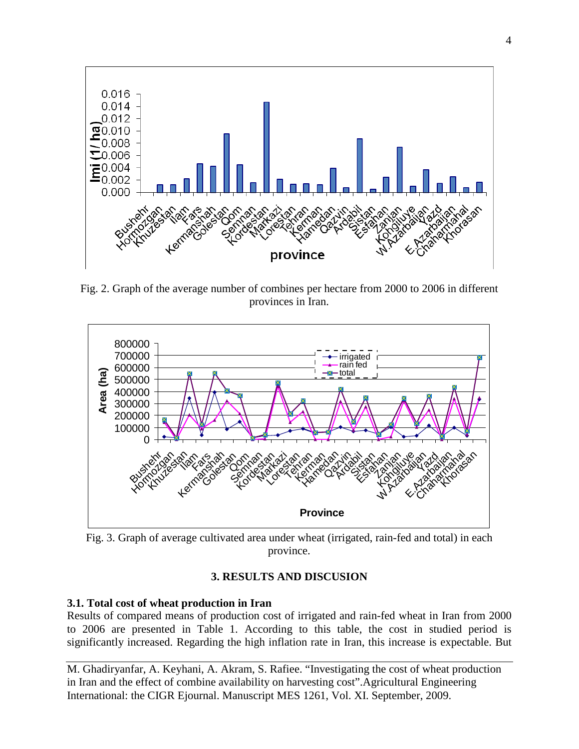Fig. 2. Graph of the average number of combines per hectare from 2000 to 2006 in different provinces in Iran.

Fig. 3. Graph of average cultivated area under wheat (irrigated, rain-fed and total) in each province.

## 3. RESULTS AND DISCUSION

### 3.1. Total cost of wheat production in Iran

Results of compared means of production cost of irrigated and rain-fed wheat in Iran from 2000 to 2006 are presented in Table 1. According to this table, the cost in studied period is significantly increased. Regarding the high inflation rate in Iran, this increase is expectable. But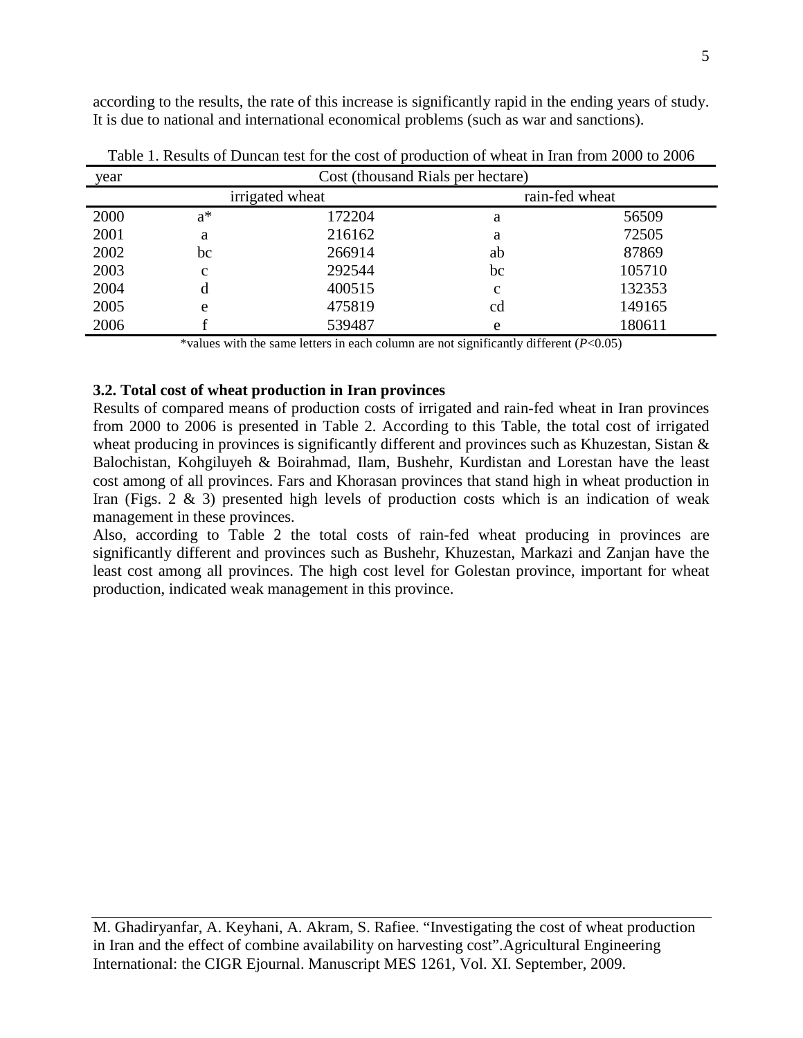according to the results, the rate of this increase is significantly rapid in the ending years of study. It is due to national and international economical problems (such as war and sanctions).

Table 1. Results of Duncan test for the cost of production of wheat in Iran from 2000 to 2006

| year | Cost (thousand Rials per hectare) | | | |
|---|---|---|---|---|
| | irrigated wheat | | rain-fed wheat | |
| 2000 | a* | 172204 | a | 56509 |
| 2001 | a | 216162 | a | 72505 |
| 2002 | bc | 266914 | ab | 87869 |
| 2003 | c | 292544 | bc | 105710 |
| 2004 | d | 400515 | c | 132353 |
| 2005 | e | 475819 | cd | 149165 |
| 2006 | f | 539487 | e | 180611 |

*values with the same letters in each column are not significantly different ($P$<0.05)

### 3.2. Total cost of wheat production in Iran provinces

Results of compared means of production costs of irrigated and rain-fed wheat in Iran provinces from 2000 to 2006 is presented in Table 2. According to this Table, the total cost of irrigated wheat producing in provinces is significantly different and provinces such as Khuzestan, Sistan & Balochistan, Kohgiluyeh & Boirahmad, Ilam, Bushehr, Kurdistan and Lorestan have the least cost among of all provinces. Fars and Khorasan provinces that stand high in wheat production in Iran (Figs. 2 & 3) presented high levels of production costs which is an indication of weak management in these provinces.

Also, according to Table 2 the total costs of rain-fed wheat producing in provinces are significantly different and provinces such as Bushehr, Khuzestan, Markazi and Zanjan have the least cost among all provinces. The high cost level for Golestan province, important for wheat production, indicated weak management in this province.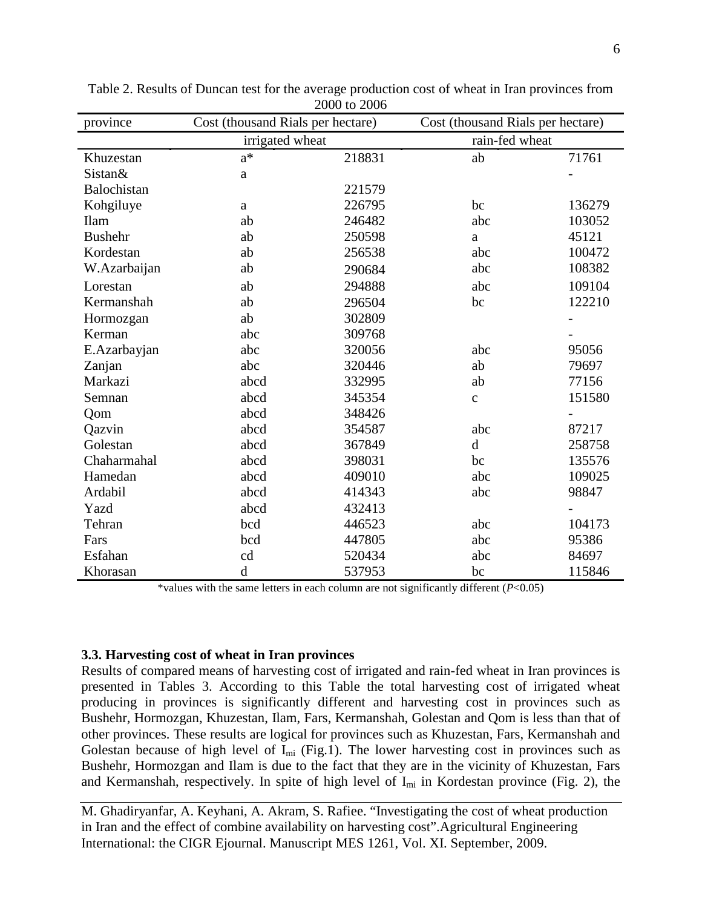Table 2. Results of Duncan test for the average production cost of wheat in Iran provinces from 2000 to 2006

| province | Cost (thousand Rials per hectare) | | Cost (thousand Rials per hectare) | |
|---|---|---|---|---|
| | irrigated wheat | | rain-fed wheat | |
| Khuzestan | a* | 218831 | ab | 71761 |
| Sistan& Balochistan | a | 221579 | | - |
| Kohgiluye | a | 226795 | bc | 136279 |
| Ilam | ab | 246482 | abc | 103052 |
| Bushehr | ab | 250598 | a | 45121 |
| Kordestan | ab | 256538 | abc | 100472 |
| W.Azarbaijan | ab | 290684 | abc | 108382 |
| Lorestan | ab | 294888 | abc | 109104 |
| Kermanshah | ab | 296504 | bc | 122210 |
| Hormozgan | ab | 302809 | | - |
| Kerman | abc | 309768 | | - |
| E.Azarbayjan | abc | 320056 | abc | 95056 |
| Zanjan | abc | 320446 | ab | 79697 |
| Markazi | abcd | 332995 | ab | 77156 |
| Semnan | abcd | 345354 | c | 151580 |
| Qom | abcd | 348426 | | - |
| Qazvin | abcd | 354587 | abc | 87217 |
| Golestan | abcd | 367849 | d | 258758 |
| Chaharmahal | abcd | 398031 | bc | 135576 |
| Hamedan | abcd | 409010 | abc | 109025 |
| Ardabil | abcd | 414343 | abc | 98847 |
| Yazd | abcd | 432413 | | - |
| Tehran | bcd | 446523 | abc | 104173 |
| Fars | bcd | 447805 | abc | 95386 |
| Esfahan | cd | 520434 | abc | 84697 |
| Khorasan | d | 537953 | bc | 115846 |

*values with the same letters in each column are not significantly different (*P*<0.05)

### 3.3. Harvesting cost of wheat in Iran provinces

Results of compared means of harvesting cost of irrigated and rain-fed wheat in Iran provinces is presented in Tables 3. According to this Table the total harvesting cost of irrigated wheat producing in provinces is significantly different and harvesting cost in provinces such as Bushehr, Hormozgan, Khuzestan, Ilam, Fars, Kermanshah, Golestan and Qom is less than that of other provinces. These results are logical for provinces such as Khuzestan, Fars, Kermanshah and Golestan because of high level of $I_{mi}$ (Fig.1). The lower harvesting cost in provinces such as Bushehr, Hormozgan and Ilam is due to the fact that they are in the vicinity of Khuzestan, Fars and Kermanshah, respectively. In spite of high level of $I_{mi}$ in Kordestan province (Fig. 2), the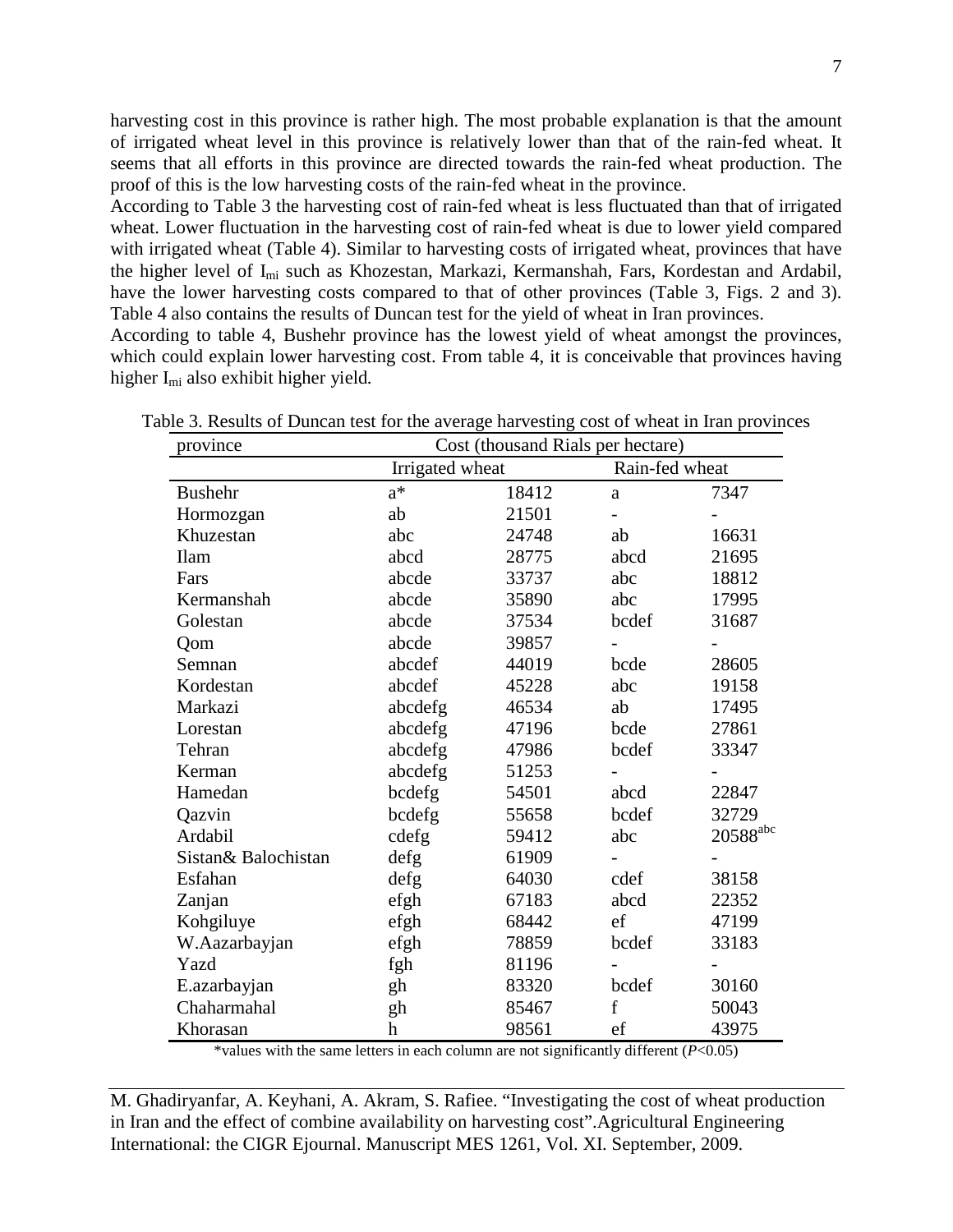harvesting cost in this province is rather high. The most probable explanation is that the amount of irrigated wheat level in this province is relatively lower than that of the rain-fed wheat. It seems that all efforts in this province are directed towards the rain-fed wheat production. The proof of this is the low harvesting costs of the rain-fed wheat in the province.

According to Table 3 the harvesting cost of rain-fed wheat is less fluctuated than that of irrigated wheat. Lower fluctuation in the harvesting cost of rain-fed wheat is due to lower yield compared with irrigated wheat (Table 4). Similar to harvesting costs of irrigated wheat, provinces that have the higher level of $I_{mi}$ such as Khozestan, Markazi, Kermanshah, Fars, Kordestan and Ardabil, have the lower harvesting costs compared to that of other provinces (Table 3, Figs. 2 and 3). Table 4 also contains the results of Duncan test for the yield of wheat in Iran provinces.

According to table 4, Bushehr province has the lowest yield of wheat amongst the provinces, which could explain lower harvesting cost. From table 4, it is conceivable that provinces having higher $I_{mi}$ also exhibit higher yield.

Table 3. Results of Duncan test for the average harvesting cost of wheat in Iran provinces

| province | Cost (thousand Rials per hectare) | | | |
|---|---|---|---|---|
| | Irrigated wheat | | Rain-fed wheat | |
| Bushehr | a* | 18412 | a | 7347 |
| Hormozgan | ab | 21501 | - | - |
| Khuzestan | abc | 24748 | ab | 16631 |
| Ilam | abcd | 28775 | abcd | 21695 |
| Fars | abcde | 33737 | abc | 18812 |
| Kermanshah | abcde | 35890 | abc | 17995 |
| Golestan | abcde | 37534 | bcdef | 31687 |
| Qom | abcde | 39857 | - | - |
| Semnan | abcdef | 44019 | bcde | 28605 |
| Kordestan | abcdef | 45228 | abc | 19158 |
| Markazi | abcdefg | 46534 | ab | 17495 |
| Lorestan | abcdefg | 47196 | bcde | 27861 |
| Tehran | abcdefg | 47986 | bcdef | 33347 |
| Kerman | abcdefg | 51253 | - | - |
| Hamedan | bcdefg | 54501 | abcd | 22847 |
| Qazvin | bcdefg | 55658 | bcdef | 32729 |
| Ardabil | cdefg | 59412 | abc | 20588[abc] |
| Sistan& Balochistan | defg | 61909 | - | - |
| Esfahan | defg | 64030 | cdef | 38158 |
| Zanjan | efgh | 67183 | abcd | 22352 |
| Kohgiluye | efgh | 68442 | ef | 47199 |
| W.Aazarbayjan | efgh | 78859 | bcdef | 33183 |
| Yazd | fgh | 81196 | - | - |
| E.azarbayjan | gh | 83320 | bcdef | 30160 |
| Chaharmahal | gh | 85467 | f | 50043 |
| Khorasan | h | 98561 | ef | 43975 |

*values with the same letters in each column are not significantly different ($P$<0.05)

M. Ghadiryanfar, A. Keyhani, A. Akram, S. Rafiee. "Investigating the cost of wheat production in Iran and the effect of combine availability on harvesting cost".Agricultural Engineering International: the CIGR Ejournal. Manuscript MES 1261, Vol. XI. September, 2009.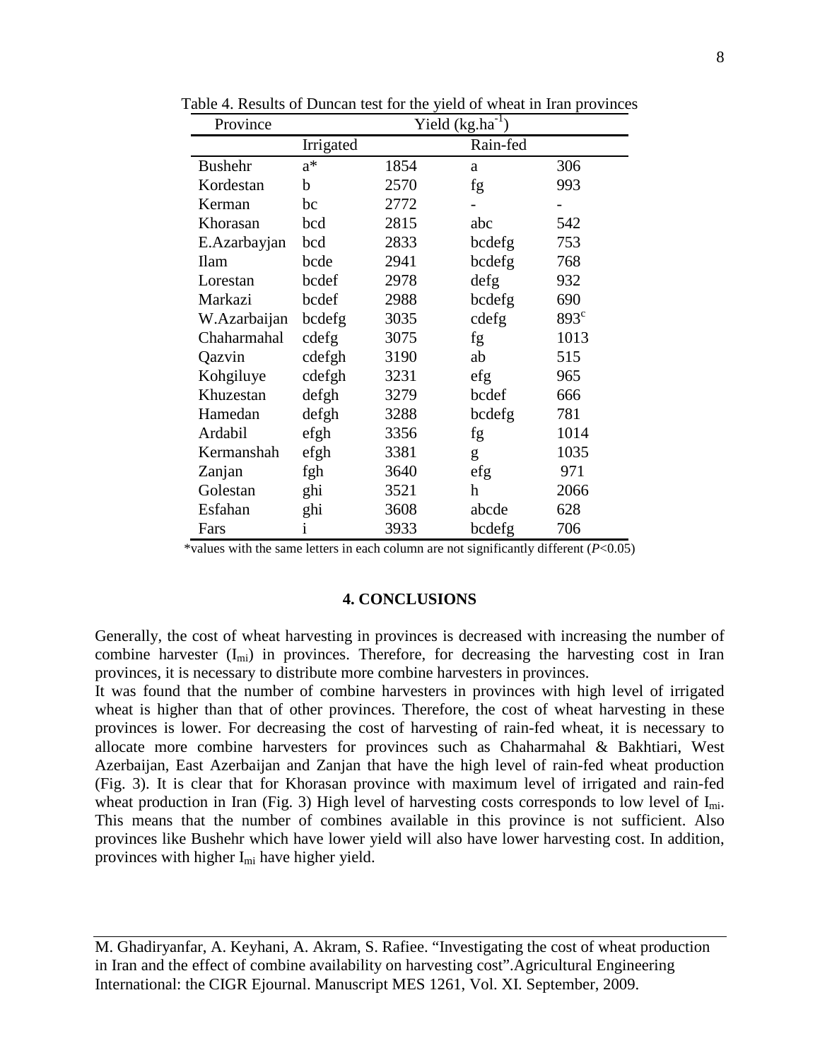Table 4. Results of Duncan test for the yield of wheat in Iran provinces

| Province | Yield ($kg.ha^{-1}$) | | | |
|---|---|---|---|---|
| | Irrigated | | Rain-fed | |
| Bushehr | a* | 1854 | a | 306 |
| Kordestan | b | 2570 | fg | 993 |
| Kerman | bc | 2772 | - | - |
| Khorasan | bcd | 2815 | abc | 542 |
| E.Azarbayjan | bcd | 2833 | bcdefg | 753 |
| Ilam | bcde | 2941 | bcdefg | 768 |
| Lorestan | bcdef | 2978 | defg | 932 |
| Markazi | bcdef | 2988 | bcdefg | 690 |
| W.Azarbaijan | bcdefg | 3035 | cdefg | 893[c] |
| Chaharmahal | cdefg | 3075 | fg | 1013 |
| Qazvin | cdefgh | 3190 | ab | 515 |
| Kohgiluye | cdefgh | 3231 | efg | 965 |
| Khuzestan | defgh | 3279 | bcdef | 666 |
| Hamedan | defgh | 3288 | bcdefg | 781 |
| Ardabil | efgh | 3356 | fg | 1014 |
| Kermanshah | efgh | 3381 | g | 1035 |
| Zanjan | fgh | 3640 | efg | 971 |
| Golestan | ghi | 3521 | h | 2066 |
| Esfahan | ghi | 3608 | abcde | 628 |
| Fars | i | 3933 | bcdefg | 706 |

*values with the same letters in each column are not significantly different ($P<0.05$)

## 4. CONCLUSIONS

Generally, the cost of wheat harvesting in provinces is decreased with increasing the number of combine harvester ($I_{mi}$) in provinces. Therefore, for decreasing the harvesting cost in Iran provinces, it is necessary to distribute more combine harvesters in provinces.

It was found that the number of combine harvesters in provinces with high level of irrigated wheat is higher than that of other provinces. Therefore, the cost of wheat harvesting in these provinces is lower. For decreasing the cost of harvesting of rain-fed wheat, it is necessary to allocate more combine harvesters for provinces such as Chaharmahal & Bakhtiari, West Azerbaijan, East Azerbaijan and Zanjan that have the high level of rain-fed wheat production (Fig. 3). It is clear that for Khorasan province with maximum level of irrigated and rain-fed wheat production in Iran (Fig. 3) High level of harvesting costs corresponds to low level of $I_{mi}$. This means that the number of combines available in this province is not sufficient. Also provinces like Bushehr which have lower yield will also have lower harvesting cost. In addition, provinces with higher $I_{mi}$ have higher yield.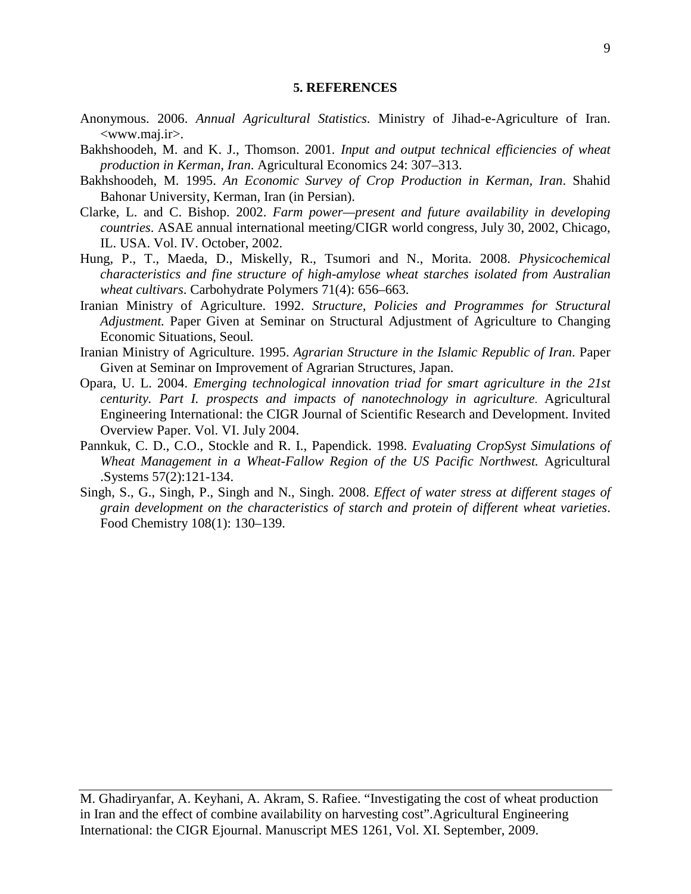## 5. REFERENCES

Anonymous. 2006. *Annual Agricultural Statistics*. Ministry of Jihad-e-Agriculture of Iran. <www.maj.ir>.

Bakhshoodeh, M. and K. J., Thomson. 2001. *Input and output technical efficiencies of wheat production in Kerman, Iran*. Agricultural Economics 24: 307–313.

Bakhshoodeh, M. 1995. *An Economic Survey of Crop Production in Kerman, Iran*. Shahid Bahonar University, Kerman, Iran (in Persian).

Clarke, L. and C. Bishop. 2002. *Farm power—present and future availability in developing countries*. ASAE annual international meeting/CIGR world congress, July 30, 2002, Chicago, IL. USA. Vol. IV. October, 2002.

Hung, P., T., Maeda, D., Miskelly, R., Tsumori and N., Morita. 2008. *Physicochemical characteristics and fine structure of high-amylose wheat starches isolated from Australian wheat cultivars*. Carbohydrate Polymers 71(4): 656–663.

Iranian Ministry of Agriculture. 1992. *Structure, Policies and Programmes for Structural Adjustment.* Paper Given at Seminar on Structural Adjustment of Agriculture to Changing Economic Situations, Seoul.

Iranian Ministry of Agriculture. 1995. *Agrarian Structure in the Islamic Republic of Iran*. Paper Given at Seminar on Improvement of Agrarian Structures, Japan.

Opara, U. L. 2004. *Emerging technological innovation triad for smart agriculture in the 21st centurity. Part I. prospects and impacts of nanotechnology in agriculture.* Agricultural Engineering International: the CIGR Journal of Scientific Research and Development. Invited Overview Paper. Vol. VI. July 2004.

Pannkuk, C. D., C.O., Stockle and R. I., Papendick. 1998. *Evaluating CropSyst Simulations of Wheat Management in a Wheat-Fallow Region of the US Pacific Northwest.* Agricultural .Systems 57(2):121-134.

Singh, S., G., Singh, P., Singh and N., Singh. 2008. *Effect of water stress at different stages of grain development on the characteristics of starch and protein of different wheat varieties*. Food Chemistry 108(1): 130–139.